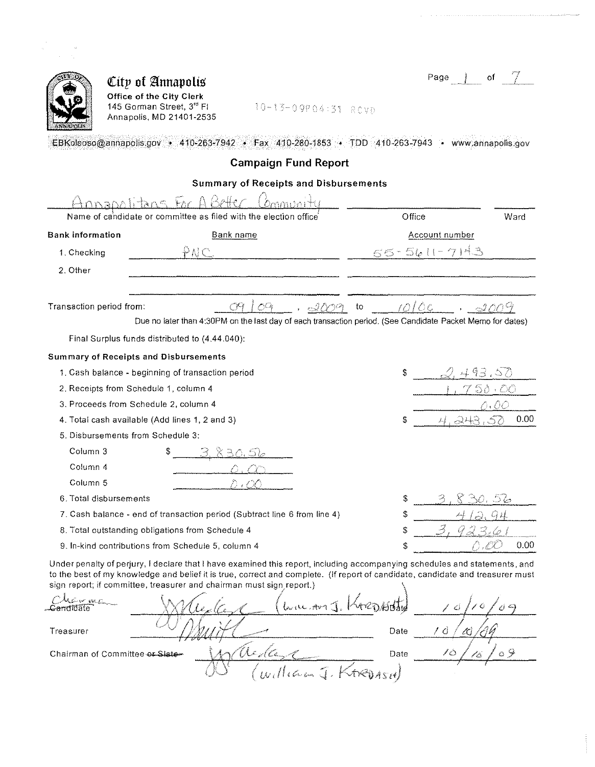City of Annapolis
**Office of the City Clerk**
145 Gorman Street, 3rd Fl
Annapolis, MD 21401-2535

10-13-09P04:31 RCVD

EBKoleoso@annapolis.gov • 410-263-7942 • Fax 410-280-1853 • TDD 410-263-7943 • www.annapolis.gov

## Campaign Fund Report

### Summary of Receipts and Disbursements

| Name of candidate or committee as filed with the election office | Office | Ward |
|---|---|---|
| Annapolitans For A Better Community | | |

**Bank information**

| | Bank name | Account number |
|---|---|---|
| 1. Checking | PNC | 55-5611-7143 |
| 2. Other | | |

Transaction period from: 09/09, 2009 to 10/06, 2009

Due no later than 4:30PM on the last day of each transaction period. (See Candidate Packet Memo for dates)

Final Surplus funds distributed to (4.44.040):

**Summary of Receipts and Disbursements**

| | | |
|---|---|---|
| 1. Cash balance - beginning of transaction period | | $ 2,493.50 |
| 2. Receipts from Schedule 1, column 4 | | 1,750.00 |
| 3. Proceeds from Schedule 2, column 4 | | 0.00 |
| 4. Total cash available (Add lines 1, 2 and 3) | | $ 4,243.50 |
| 5. Disbursements from Schedule 3: | | |
| Column 3 | $ 3,830.56 | |
| Column 4 | 0.00 | |
| Column 5 | 0.00 | |
| 6. Total disbursements | | $ 3,830.56 |
| 7. Cash balance - end of transaction period (Subtract line 6 from line 4) | | $ 412.94 |
| 8. Total outstanding obligations from Schedule 4 | | $ 3,923.61 |
| 9. In-kind contributions from Schedule 5, column 4 | | $ 0.00 |

Under penalty of perjury, I declare that I have examined this report, including accompanying schedules and statements, and to the best of my knowledge and belief it is true, correct and complete. (If report of candidate, candidate and treasurer must sign report; if committee, treasurer and chairman must sign report.)

| | | | |
|---|---|---|---|
| ~~Candidate~~ Chairman | (signature) (William J. Kardash) | Date | 10/10/09 |
| Treasurer | (signature) | Date | 10/10/09 |
| Chairman of Committee ~~or Slate~~ | (signature) (William J. Kardash) | Date | 10/10/09 |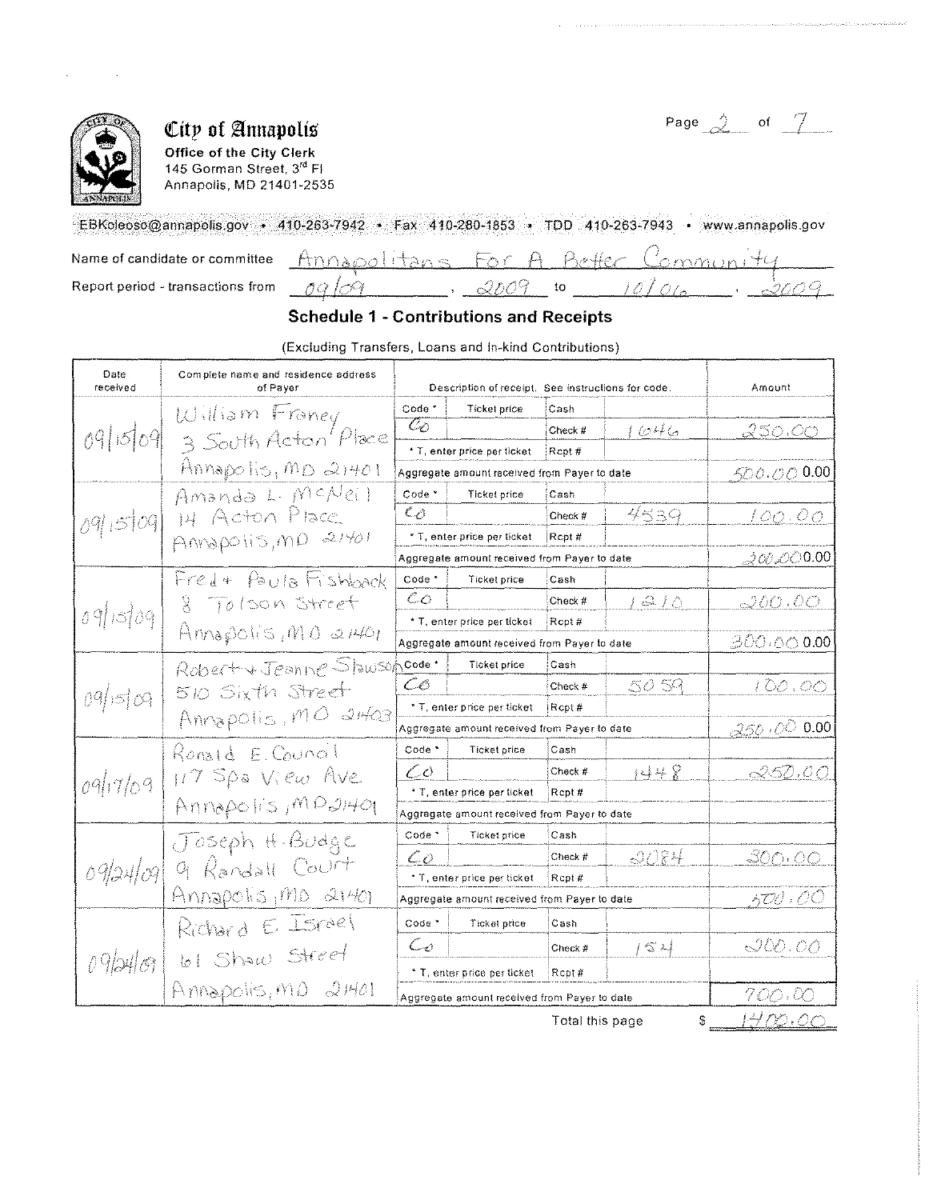# City of Annapolis

**Office of the City Clerk**
145 Gorman Street, 3rd Fl
Annapolis, MD 21401-2535

EBKoleoso@annapolis.gov • 410-263-7942 • Fax 410-280-1853 • TDD 410-263-7943 • www.annapolis.gov

Name of candidate or committee: Annapolitans For A Better Community

Report period - transactions from: 09/09, 2009 to 10/06, 2009

## Schedule 1 - Contributions and Receipts

(Excluding Transfers, Loans and In-kind Contributions)

| Date received | Complete name and residence address of Payer | Code * | Ticket price | Cash / Check # / Rcpt # | Amount |
|---|---|---|---|---|---|
| 09/15/09 | William Franey, 3 South Acton Place, Annapolis, MD 21401 | Co | | Check # 1646 | 250.00 |
| | | | | Aggregate amount received from Payer to date | 500.00 0.00 |
| 09/15/09 | Amanda L. McNeil, 14 Acton Place, Annapolis, MD 21401 | Co | | Check # 4539 | 100.00 |
| | | | | Aggregate amount received from Payer to date | 200.00 0.00 |
| 09/15/09 | Fred + Paula Fishback, 8 Tolson Street, Annapolis, MD 21401 | Co | | Check # 1210 | 200.00 |
| | | | | Aggregate amount received from Payer to date | 300.00 0.00 |
| 09/15/09 | Robert + Jeanne Slawson, 510 Sixth Street, Annapolis, MD 21403 | Co | | Check # 5059 | 100.00 |
| | | | | Aggregate amount received from Payer to date | 250.00 0.00 |
| 09/17/09 | Ronald E. Council, 117 Spa View Ave, Annapolis, MD 21401 | Co | | Check # 1448 | 250.00 |
| | | | | Aggregate amount received from Payer to date | |
| 09/24/09 | Joseph H. Budge, 9 Randall Court, Annapolis, MD 21401 | Co | | Check # 2084 | 300.00 |
| | | | | Aggregate amount received from Payer to date | 500.00 |
| 09/24/09 | Richard E. Israel, 61 Shaw Street, Annapolis, MD 21401 | Co | | Check # 154 | 200.00 |
| | | | | Aggregate amount received from Payer to date | 700.00 |

\* T, enter price per ticket

Total this page $ 1400.00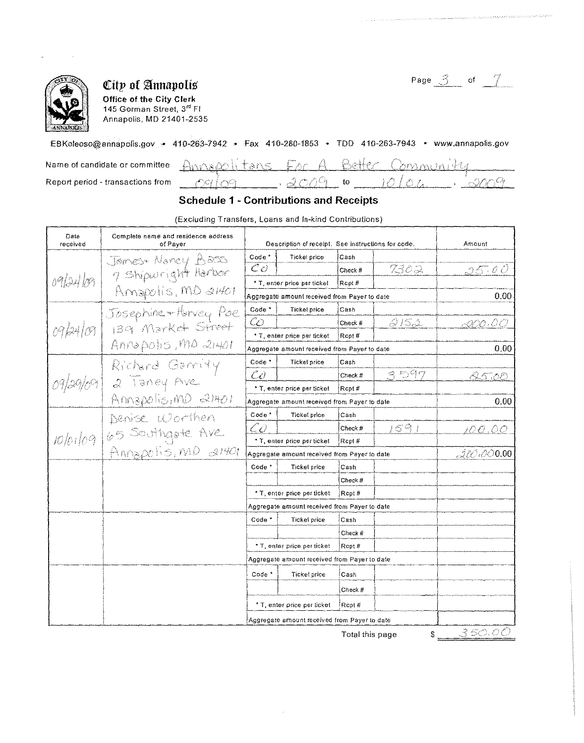## City of Annapolis

**Office of the City Clerk**
145 Gorman Street, 3rd Fl
Annapolis, MD 21401-2535

EBKoleoso@annapolis.gov • 410-263-7942 • Fax 410-280-1853 • TDD 410-263-7943 • www.annapolis.gov

Name of candidate or committee: Annapolitans For A Better Community

Report period - transactions from: 09/09, 2009 to 10/06, 2009

### Schedule 1 - Contributions and Receipts

(Excluding Transfers, Loans and In-kind Contributions)

| Date received | Complete name and residence address of Payer | Code * | Ticket price | Cash / Check # / Rcpt # | Amount | Aggregate amount received from Payer to date |
|---|---|---|---|---|---|---|
| 09/24/09 | James + Nancy Bass, 7 Shipwright Harbor, Annapolis, MD 21401 | CO | | Check # 7302 | 25.00 | 0.00 |
| 09/24/09 | Josephine + Harvey Poe, 139 Market Street, Annapolis, MD 21401 | CO | | Check # 2152 | 200.00 | 0.00 |
| 09/29/09 | Richard Garrity, 2 Taney Ave, Annapolis, MD 21401 | CO | | Check # 3597 | 25.00 | 0.00 |
| 10/01/09 | Denise Worthen, 65 Southgate Ave, Annapolis, MD 21401 | CO | | Check # 1591 | 100.00 | 200.00 0.00 |
| | | | | | | |
| | | | | | | |
| | | | | | | |

* T, enter price per ticket

Total this page $ 350.00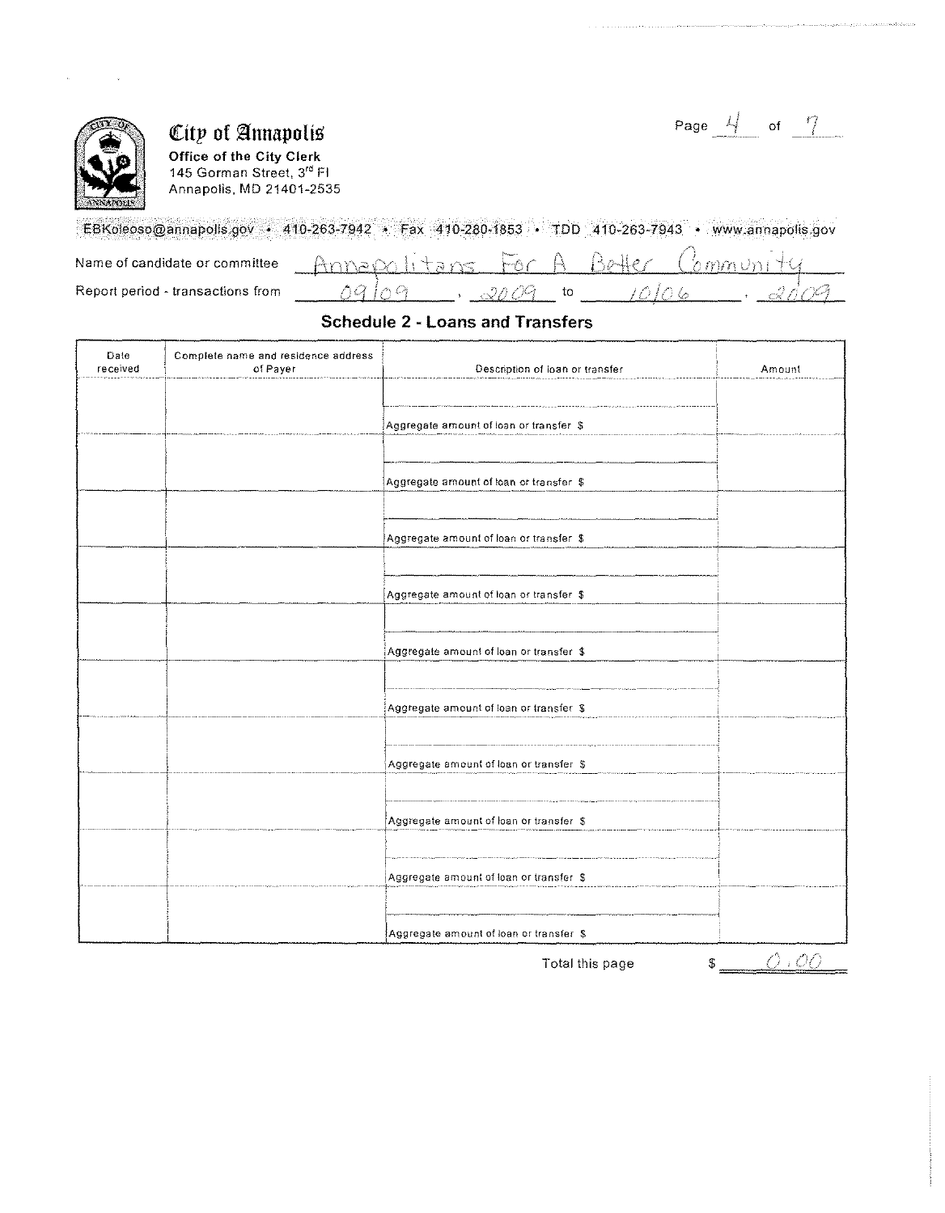**City of Annapolis**
**Office of the City Clerk**
145 Gorman Street, 3rd Fl
Annapolis, MD 21401-2535

EBKoleoso@annapolis.gov • 410-263-7942 • Fax 410-280-1853 • TDD 410-263-7943 • www.annapolis.gov

Name of candidate or committee: Annapolitans For A Better Community

Report period - transactions from: 09/09, 2009 to 10/06, 2009

## Schedule 2 - Loans and Transfers

| Date received | Complete name and residence address of Payer | Description of loan or transfer | Amount |
|---|---|---|---|
| | | | |
| | | Aggregate amount of loan or transfer $ | |
| | | | |
| | | Aggregate amount of loan or transfer $ | |
| | | | |
| | | Aggregate amount of loan or transfer $ | |
| | | | |
| | | Aggregate amount of loan or transfer $ | |
| | | | |
| | | Aggregate amount of loan or transfer $ | |
| | | | |
| | | Aggregate amount of loan or transfer $ | |
| | | | |
| | | Aggregate amount of loan or transfer $ | |
| | | | |
| | | Aggregate amount of loan or transfer $ | |
| | | | |
| | | Aggregate amount of loan or transfer $ | |
| | | | |
| | | Aggregate amount of loan or transfer $ | |

Total this page $ 0.00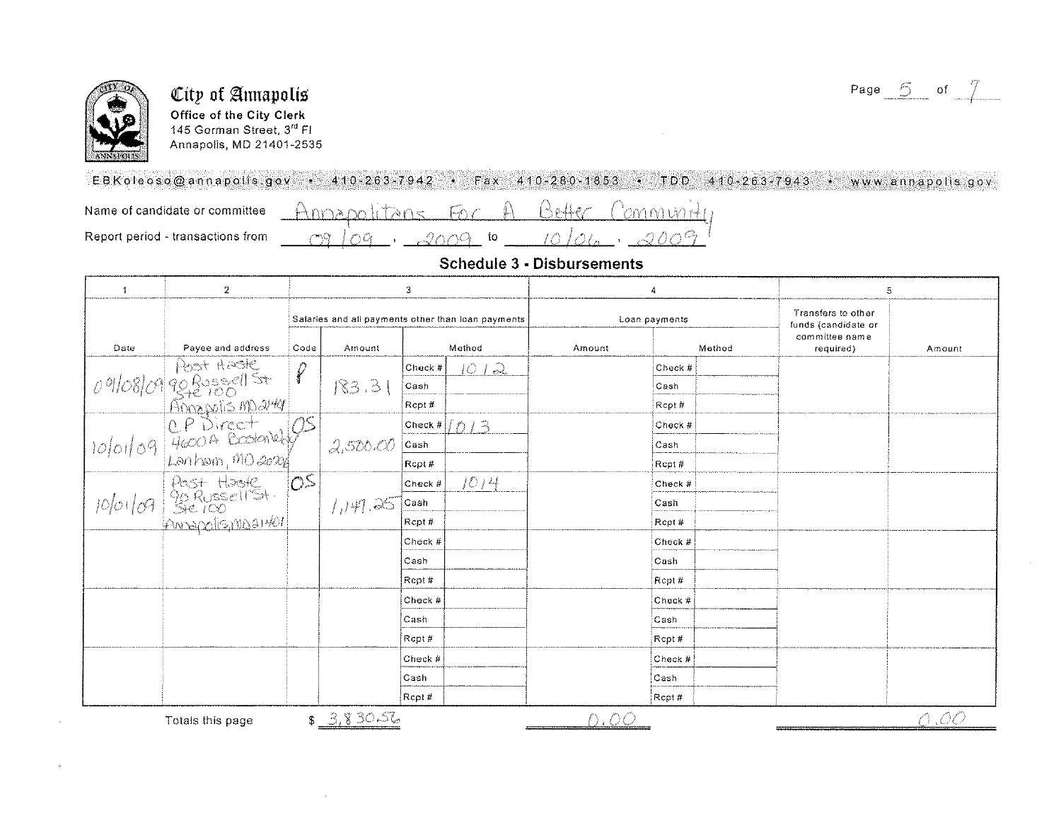**City of Annapolis**
Office of the City Clerk
145 Gorman Street, 3rd Fl
Annapolis, MD 21401-2535

EBKoleoso@annapolis.gov • 410-263-7942 • Fax 410-280-1853 • TDD 410-263-7943 • www.annapolis.gov

Name of candidate or committee: Annapolitans For A Better Community

Report period - transactions from: 09/09, 2009 to 10/06, 2009

## Schedule 3 - Disbursements

| 1 | 2 | 3 | | | | 4 | | | 5 | |
|---|---|---|---|---|---|---|---|---|---|---|
| | | Salaries and all payments other than loan payments | | | | Loan payments | | | | |
| Date | Payee and address | Code | Amount | Method | | Amount | Method | | Transfers to other funds (candidate or committee name required) | Amount |
| 09/08/09 | Post Haste 90 Russell St Ste 100 Annapolis MD 21401 | P | 183.31 | Check # | 1012 | | Check # | | | |
| | | | | Cash | | | Cash | | | |
| | | | | Rcpt # | | | Rcpt # | | | |
| 10/01/09 | C.P Direct 4600A Boston Way Lanham, MD 20706 | OS | 2,500.00 | Check # | 1013 | | Check # | | | |
| | | | | Cash | | | Cash | | | |
| | | | | Rcpt # | | | Rcpt # | | | |
| 10/01/09 | Post Haste 90 Russell St. Ste 100 Annapolis, MD 21401 | OS | 1,147.25 | Check # | 1014 | | Check # | | | |
| | | | | Cash | | | Cash | | | |
| | | | | Rcpt # | | | Rcpt # | | | |
| | | | | Check # | | | Check # | | | |
| | | | | Cash | | | Cash | | | |
| | | | | Rcpt # | | | Rcpt # | | | |
| | | | | Check # | | | Check # | | | |
| | | | | Cash | | | Cash | | | |
| | | | | Rcpt # | | | Rcpt # | | | |
| | | | | Check # | | | Check # | | | |
| | | | | Cash | | | Cash | | | |
| | | | | Rcpt # | | | Rcpt # | | | |

Totals this page: $ 3,830.56 | 0.00 | 0.00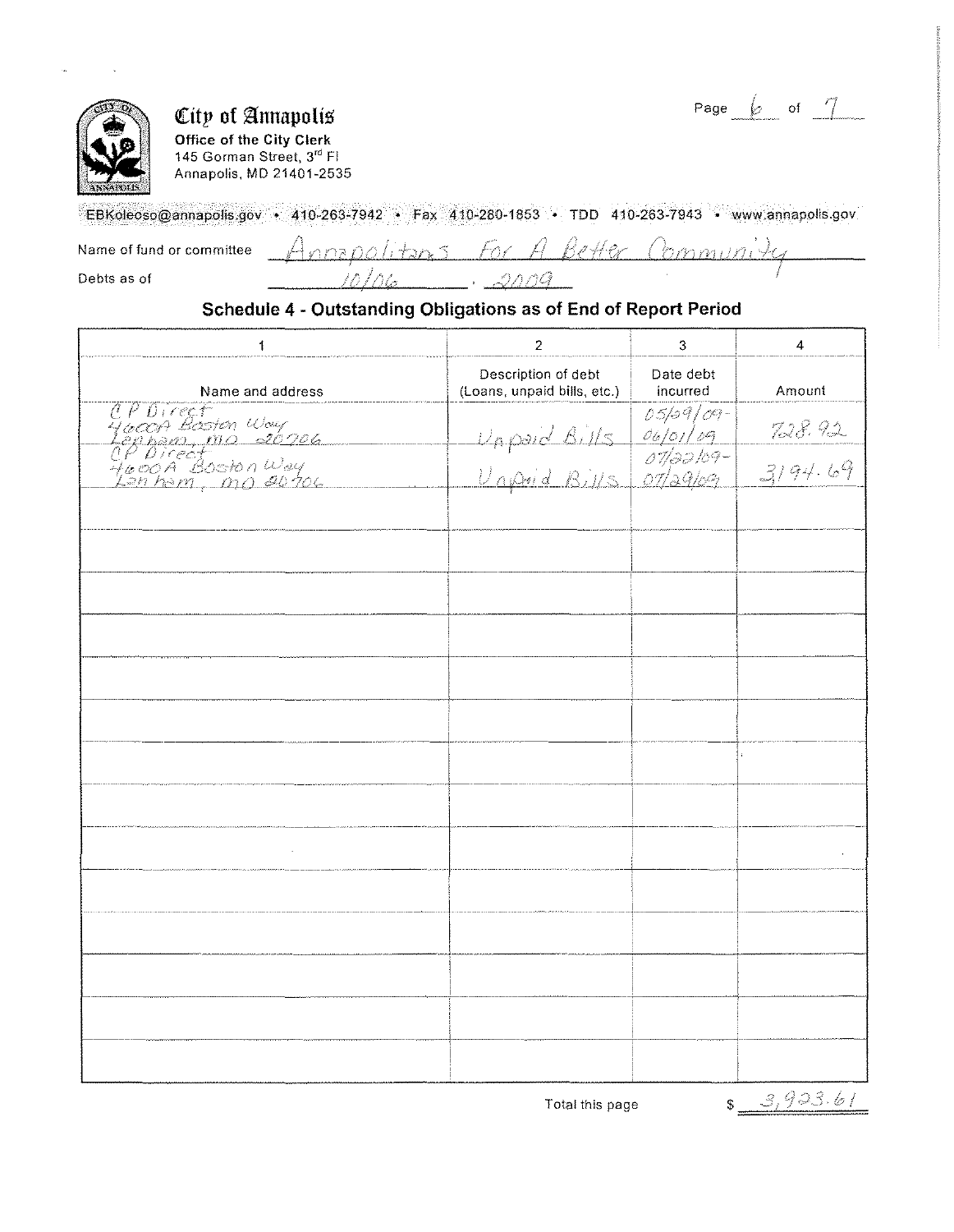# City of Annapolis

**Office of the City Clerk**
145 Gorman Street, 3rd Fl
Annapolis, MD 21401-2535

EBKoleoso@annapolis.gov • 410-263-7942 • Fax 410-280-1853 • TDD 410-263-7943 • www.annapolis.gov

Name of fund or committee: Annapolitans For A Better Community

Debts as of: 10/06, 2009

## Schedule 4 - Outstanding Obligations as of End of Report Period

| 1 | 2 | 3 | 4 |
|---|---|---|---|
| Name and address | Description of debt (Loans, unpaid bills, etc.) | Date debt incurred | Amount |
| CP Direct 4600A Boston Way Lanham, MD 20706 | Unpaid Bills | 05/29/09-06/01/09 | 728.92 |
| CP Direct 4600A Boston Way Lanham, MD 20706 | Unpaid Bills | 07/22/09-07/29/09 | 3194.69 |
| | | | |
| | | | |
| | | | |
| | | | |
| | | | |
| | | | |
| | | | |
| | | | |
| | | | |
| | | | |
| | | | |
| | | | |
| | | | |
| | | | |

Total this page $ 3,923.61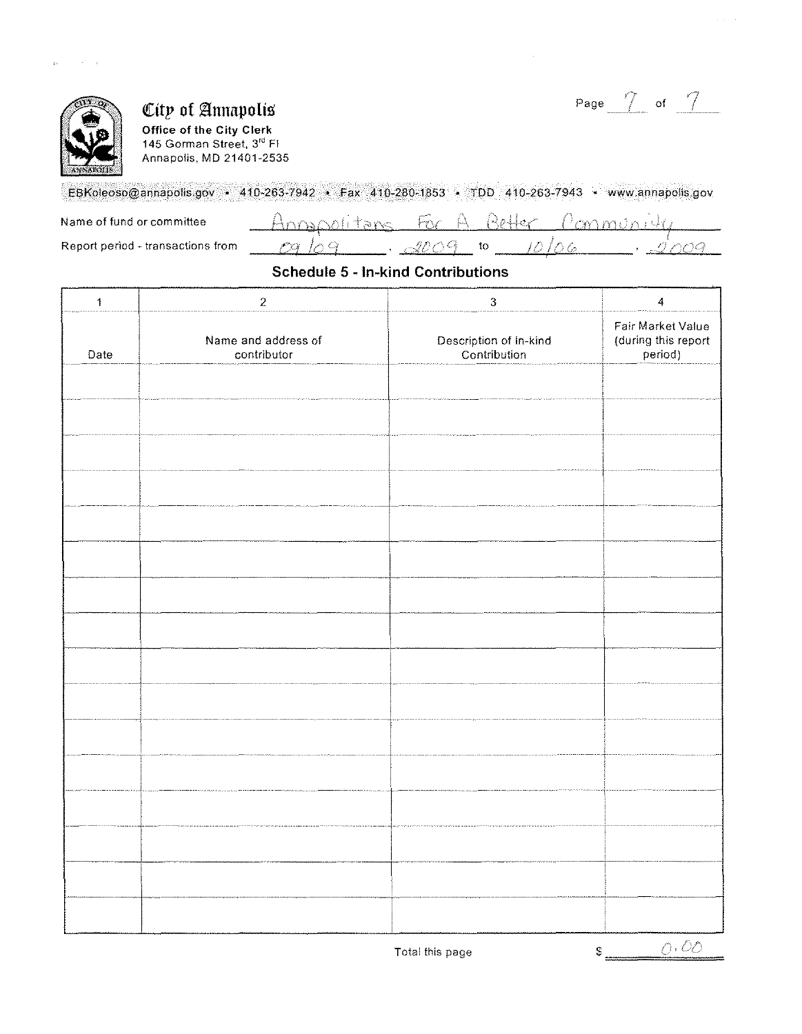# City of Annapolis

**Office of the City Clerk**
145 Gorman Street, 3rd Fl
Annapolis, MD 21401-2535

EBKoleoso@annapolis.gov • 410-263-7942 • Fax 410-280-1853 • TDD 410-263-7943 • www.annapolis.gov

Name of fund or committee: Annapolitans For A Better Community

Report period - transactions from 09/09, 2009 to 10/06, 2009

## Schedule 5 - In-kind Contributions

| 1<br>Date | 2<br>Name and address of contributor | 3<br>Description of in-kind Contribution | 4<br>Fair Market Value (during this report period) |
|---|---|---|---|
| | | | |
| | | | |
| | | | |
| | | | |
| | | | |
| | | | |
| | | | |
| | | | |
| | | | |
| | | | |
| | | | |
| | | | |
| | | | |
| | | | |
| | | | |
| | | | |

Total this page $ 0.00